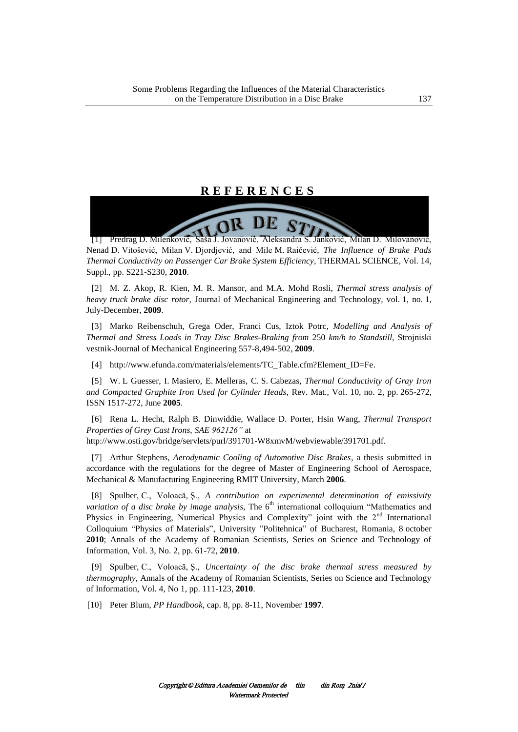## R E F E R E N C E S

[1] Predrag D. Milenković, Saša J. Jovanović, Aleksandra S. Janković, Milan D. Milovanović, Nenad D. Vitošević, Milan V. Djordjević, and Mile M. Raičević, *The Influence of Brake Pads Thermal Conductivity on Passenger Car Brake System Efficiency*, THERMAL SCIENCE, Vol. 14, Suppl., pp. S221-S230, **2010**.

[2] M. Z. Akop, R. Kien, M. R. Mansor, and M.A. Mohd Rosli, *Thermal stress analysis of heavy truck brake disc rotor*, Journal of Mechanical Engineering and Technology, vol. 1, no. 1, July-December, **2009**.

[3] Marko Reibenschuh, Grega Oder, Franci Cus, Iztok Potrc, *Modelling and Analysis of Thermal and Stress Loads in Tray Disc Brakes-Braking from* 250 *km/h to Standstill*, Strojniski vestnik-Journal of Mechanical Engineering 557-8,494-502, **2009**.

[4] http://www.efunda.com/materials/elements/TC_Table.cfm?Element_ID=Fe.

[5] W. L Guesser, I. Masiero, E. Melleras, C. S. Cabezas, *Thermal Conductivity of Gray Iron and Compacted Graphite Iron Used for Cylinder Heads*, Rev. Mat., Vol. 10, no. 2, pp. 265-272, ISSN 1517-272, June **2005**.

[6] Rena L. Hecht, Ralph B. Dinwiddie, Wallace D. Porter, Hsin Wang, *Thermal Transport Properties of Grey Cast Irons, SAE 962126"* at http://www.osti.gov/bridge/servlets/purl/391701-W8xmvM/webviewable/391701.pdf.

[7] Arthur Stephens, *Aerodynamic Cooling of Automotive Disc Brakes*, a thesis submitted in accordance with the regulations for the degree of Master of Engineering School of Aerospace, Mechanical & Manufacturing Engineering RMIT University, March **2006**.

[8] Spulber, C., Voloacă, Ș., *A contribution on experimental determination of emissivity variation of a disc brake by image analysis*, The 6th international colloquium "Mathematics and Physics in Engineering, Numerical Physics and Complexity" joint with the 2nd International Colloquium "Physics of Materials", University "Politehnica" of Bucharest, Romania, 8 october **2010**; Annals of the Academy of Romanian Scientists, Series on Science and Technology of Information, Vol. 3, No. 2, pp. 61-72, **2010**.

[9] Spulber, C., Voloacă, Ș., *Uncertainty of the disc brake thermal stress measured by thermography*, Annals of the Academy of Romanian Scientists, Series on Science and Technology of Information, Vol. 4, No 1, pp. 111-123, **2010**.

[10] Peter Blum, *PP Handbook*, cap. 8, pp. 8-11, November **1997**.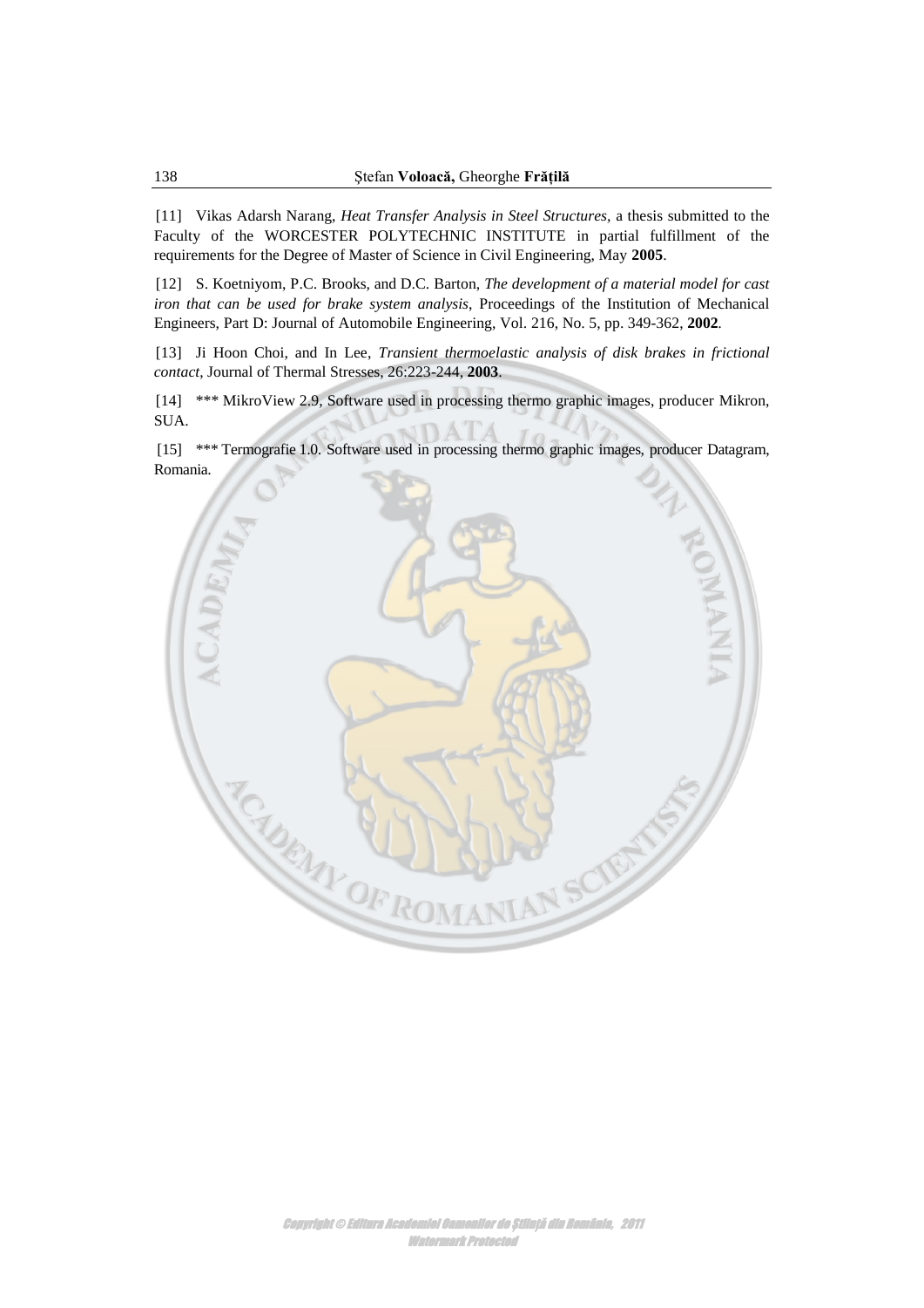[11] Vikas Adarsh Narang, *Heat Transfer Analysis in Steel Structures*, a thesis submitted to the Faculty of the WORCESTER POLYTECHNIC INSTITUTE in partial fulfillment of the requirements for the Degree of Master of Science in Civil Engineering, May **2005**.

[12] S. Koetniyom, P.C. Brooks, and D.C. Barton, *The development of a material model for cast iron that can be used for brake system analysis*, Proceedings of the Institution of Mechanical Engineers, Part D: Journal of Automobile Engineering, Vol. 216, No. 5, pp. 349-362, **2002**.

[13] Ji Hoon Choi, and In Lee, *Transient thermoelastic analysis of disk brakes in frictional contact*, Journal of Thermal Stresses, 26:223-244, **2003**.

[14] *** MikroView 2.9, Software used in processing thermo graphic images, producer Mikron, SUA.

[15] *** Termografie 1.0. Software used in processing thermo graphic images, producer Datagram, Romania.